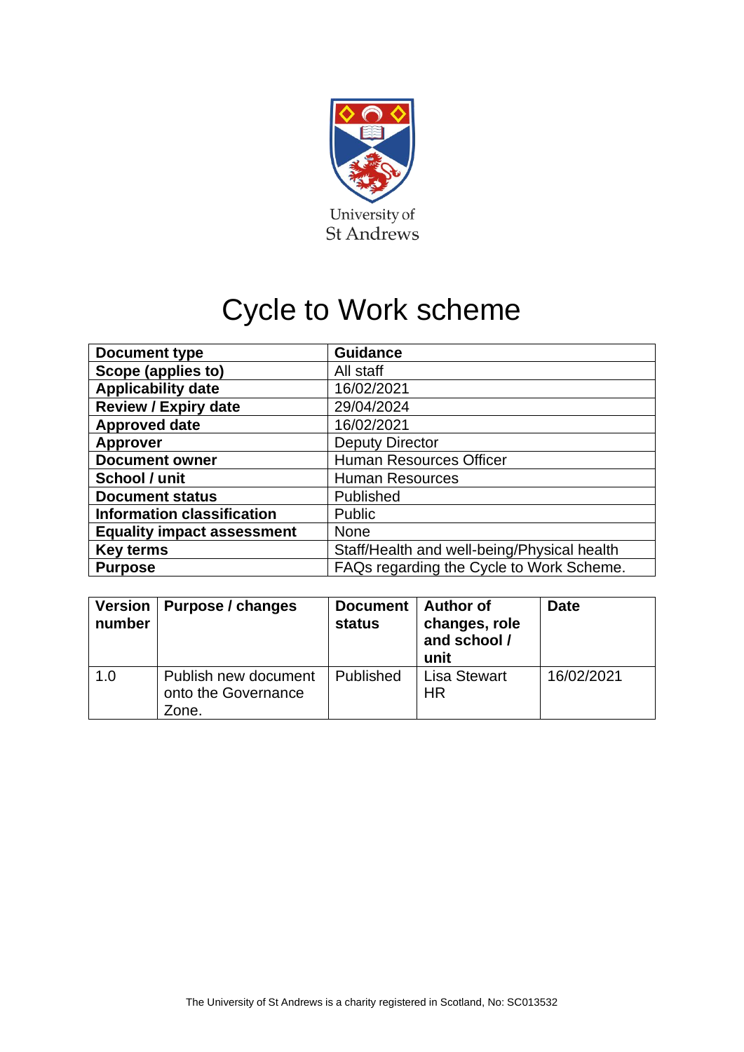University of
St Andrews

# Cycle to Work scheme

| Document type | Guidance |
|---|---|
| Scope (applies to) | All staff |
| Applicability date | 16/02/2021 |
| Review / Expiry date | 29/04/2024 |
| Approved date | 16/02/2021 |
| Approver | Deputy Director |
| Document owner | Human Resources Officer |
| School / unit | Human Resources |
| Document status | Published |
| Information classification | Public |
| Equality impact assessment | None |
| Key terms | Staff/Health and well-being/Physical health |
| Purpose | FAQs regarding the Cycle to Work Scheme. |

| Version number | Purpose / changes | Document status | Author of changes, role and school / unit | Date |
|---|---|---|---|---|
| 1.0 | Publish new document onto the Governance Zone. | Published | Lisa Stewart HR | 16/02/2021 |

The University of St Andrews is a charity registered in Scotland, No: SC013532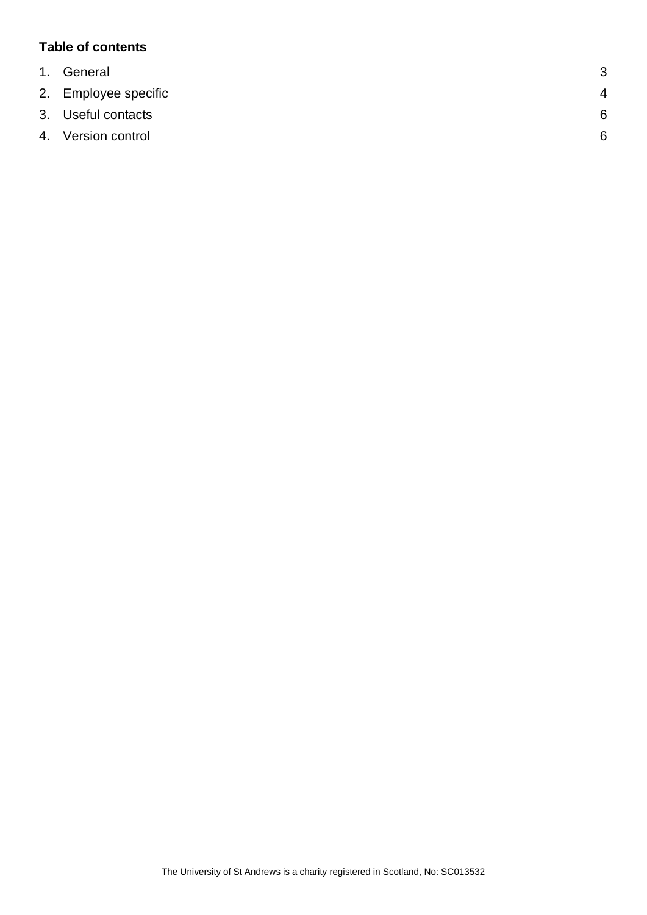**Table of contents**

1. General 3
2. Employee specific 4
3. Useful contacts 6
4. Version control 6

The University of St Andrews is a charity registered in Scotland, No: SC013532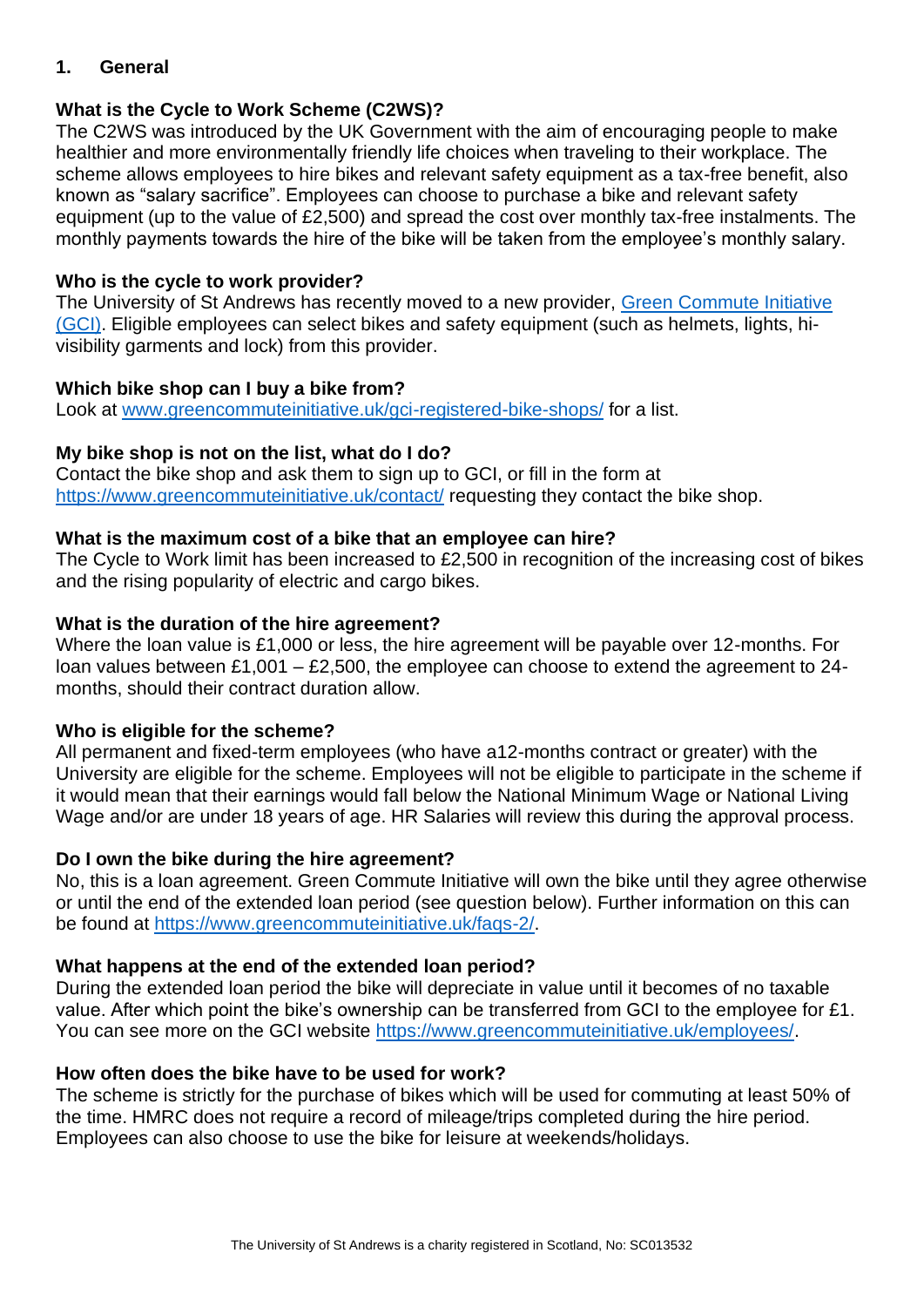## 1. General

### What is the Cycle to Work Scheme (C2WS)?

The C2WS was introduced by the UK Government with the aim of encouraging people to make healthier and more environmentally friendly life choices when traveling to their workplace. The scheme allows employees to hire bikes and relevant safety equipment as a tax-free benefit, also known as "salary sacrifice". Employees can choose to purchase a bike and relevant safety equipment (up to the value of £2,500) and spread the cost over monthly tax-free instalments. The monthly payments towards the hire of the bike will be taken from the employee's monthly salary.

### Who is the cycle to work provider?

The University of St Andrews has recently moved to a new provider, [Green Commute Initiative (GCI)](https://www.greencommuteinitiative.uk/). Eligible employees can select bikes and safety equipment (such as helmets, lights, hi-visibility garments and lock) from this provider.

### Which bike shop can I buy a bike from?

Look at [www.greencommuteinitiative.uk/gci-registered-bike-shops/](https://www.greencommuteinitiative.uk/gci-registered-bike-shops/) for a list.

### My bike shop is not on the list, what do I do?

Contact the bike shop and ask them to sign up to GCI, or fill in the form at [https://www.greencommuteinitiative.uk/contact/](https://www.greencommuteinitiative.uk/contact/) requesting they contact the bike shop.

### What is the maximum cost of a bike that an employee can hire?

The Cycle to Work limit has been increased to £2,500 in recognition of the increasing cost of bikes and the rising popularity of electric and cargo bikes.

### What is the duration of the hire agreement?

Where the loan value is £1,000 or less, the hire agreement will be payable over 12-months. For loan values between £1,001 – £2,500, the employee can choose to extend the agreement to 24-months, should their contract duration allow.

### Who is eligible for the scheme?

All permanent and fixed-term employees (who have a12-months contract or greater) with the University are eligible for the scheme. Employees will not be eligible to participate in the scheme if it would mean that their earnings would fall below the National Minimum Wage or National Living Wage and/or are under 18 years of age. HR Salaries will review this during the approval process.

### Do I own the bike during the hire agreement?

No, this is a loan agreement. Green Commute Initiative will own the bike until they agree otherwise or until the end of the extended loan period (see question below). Further information on this can be found at [https://www.greencommuteinitiative.uk/faqs-2/](https://www.greencommuteinitiative.uk/faqs-2/).

### What happens at the end of the extended loan period?

During the extended loan period the bike will depreciate in value until it becomes of no taxable value. After which point the bike's ownership can be transferred from GCI to the employee for £1. You can see more on the GCI website [https://www.greencommuteinitiative.uk/employees/](https://www.greencommuteinitiative.uk/employees/).

### How often does the bike have to be used for work?

The scheme is strictly for the purchase of bikes which will be used for commuting at least 50% of the time. HMRC does not require a record of mileage/trips completed during the hire period. Employees can also choose to use the bike for leisure at weekends/holidays.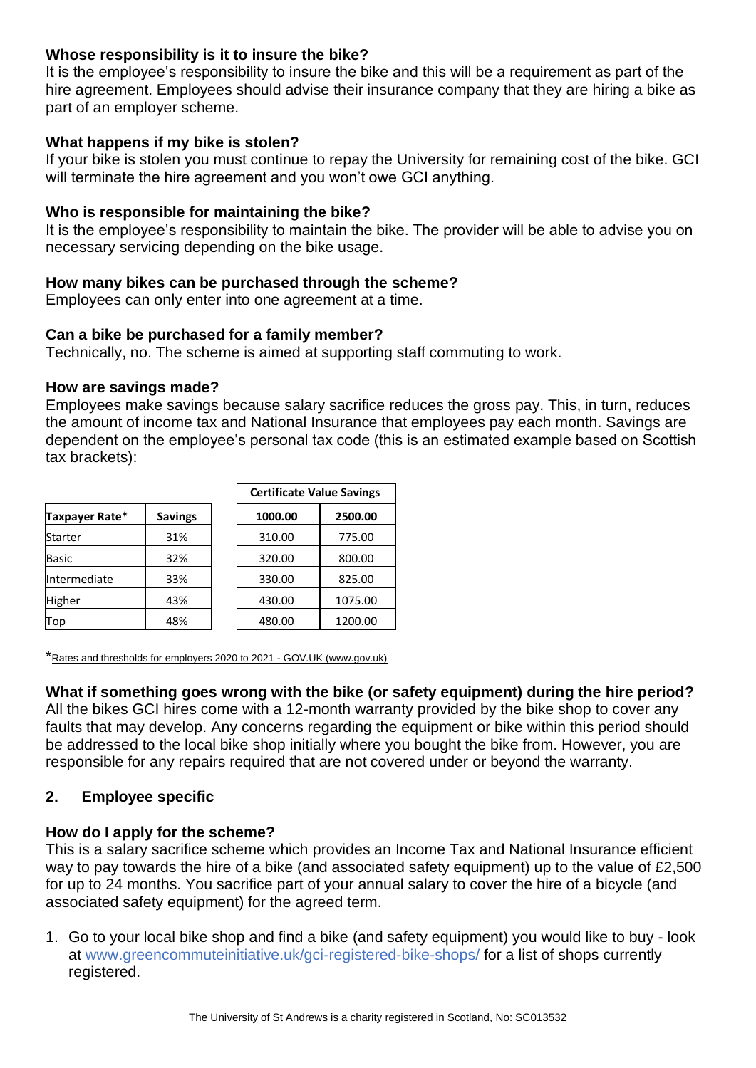**Whose responsibility is it to insure the bike?**
It is the employee's responsibility to insure the bike and this will be a requirement as part of the hire agreement. Employees should advise their insurance company that they are hiring a bike as part of an employer scheme.

**What happens if my bike is stolen?**
If your bike is stolen you must continue to repay the University for remaining cost of the bike. GCI will terminate the hire agreement and you won't owe GCI anything.

**Who is responsible for maintaining the bike?**
It is the employee's responsibility to maintain the bike. The provider will be able to advise you on necessary servicing depending on the bike usage.

**How many bikes can be purchased through the scheme?**
Employees can only enter into one agreement at a time.

**Can a bike be purchased for a family member?**
Technically, no. The scheme is aimed at supporting staff commuting to work.

**How are savings made?**
Employees make savings because salary sacrifice reduces the gross pay. This, in turn, reduces the amount of income tax and National Insurance that employees pay each month. Savings are dependent on the employee's personal tax code (this is an estimated example based on Scottish tax brackets):

| | | Certificate Value Savings | |
|---|---|---|---|
| **Taxpayer Rate*** | **Savings** | **1000.00** | **2500.00** |
| Starter | 31% | 310.00 | 775.00 |
| Basic | 32% | 320.00 | 800.00 |
| Intermediate | 33% | 330.00 | 825.00 |
| Higher | 43% | 430.00 | 1075.00 |
| Top | 48% | 480.00 | 1200.00 |

*Rates and thresholds for employers 2020 to 2021 - GOV.UK (www.gov.uk)

**What if something goes wrong with the bike (or safety equipment) during the hire period?**
All the bikes GCI hires come with a 12-month warranty provided by the bike shop to cover any faults that may develop. Any concerns regarding the equipment or bike within this period should be addressed to the local bike shop initially where you bought the bike from. However, you are responsible for any repairs required that are not covered under or beyond the warranty.

## 2. Employee specific

**How do I apply for the scheme?**
This is a salary sacrifice scheme which provides an Income Tax and National Insurance efficient way to pay towards the hire of a bike (and associated safety equipment) up to the value of £2,500 for up to 24 months. You sacrifice part of your annual salary to cover the hire of a bicycle (and associated safety equipment) for the agreed term.

1. Go to your local bike shop and find a bike (and safety equipment) you would like to buy - look at www.greencommuteinitiative.uk/gci-registered-bike-shops/ for a list of shops currently registered.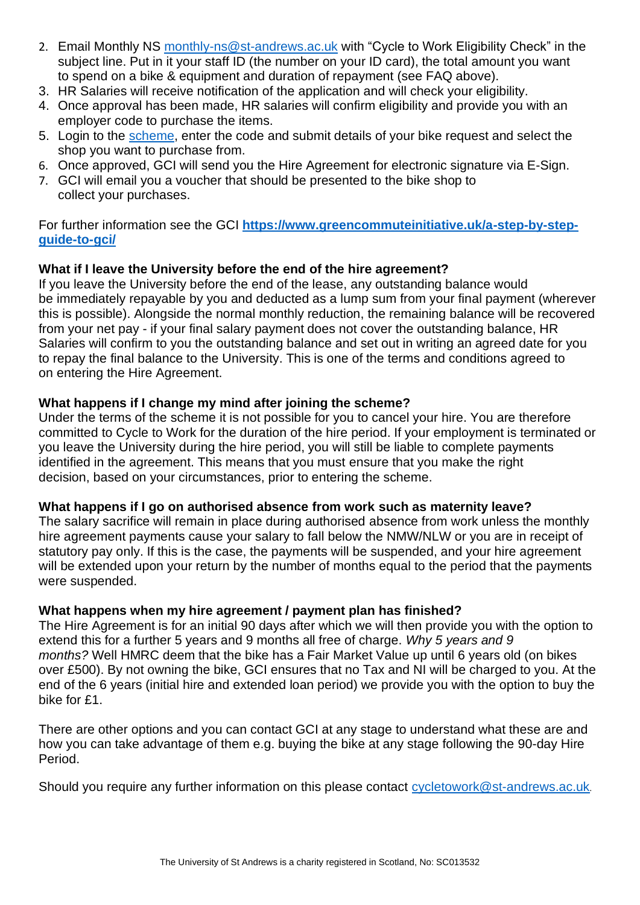2. Email Monthly NS [monthly-ns@st-andrews.ac.uk](mailto:monthly-ns@st-andrews.ac.uk) with "Cycle to Work Eligibility Check" in the subject line. Put in it your staff ID (the number on your ID card), the total amount you want to spend on a bike & equipment and duration of repayment (see FAQ above).
3. HR Salaries will receive notification of the application and will check your eligibility.
4. Once approval has been made, HR salaries will confirm eligibility and provide you with an employer code to purchase the items.
5. Login to the scheme, enter the code and submit details of your bike request and select the shop you want to purchase from.
6. Once approved, GCI will send you the Hire Agreement for electronic signature via E-Sign.
7. GCI will email you a voucher that should be presented to the bike shop to collect your purchases.

For further information see the GCI **https://www.greencommuteinitiative.uk/a-step-by-step-guide-to-gci/**

**What if I leave the University before the end of the hire agreement?**
If you leave the University before the end of the lease, any outstanding balance would be immediately repayable by you and deducted as a lump sum from your final payment (wherever this is possible). Alongside the normal monthly reduction, the remaining balance will be recovered from your net pay - if your final salary payment does not cover the outstanding balance, HR Salaries will confirm to you the outstanding balance and set out in writing an agreed date for you to repay the final balance to the University. This is one of the terms and conditions agreed to on entering the Hire Agreement.

**What happens if I change my mind after joining the scheme?**
Under the terms of the scheme it is not possible for you to cancel your hire. You are therefore committed to Cycle to Work for the duration of the hire period. If your employment is terminated or you leave the University during the hire period, you will still be liable to complete payments identified in the agreement. This means that you must ensure that you make the right decision, based on your circumstances, prior to entering the scheme.

**What happens if I go on authorised absence from work such as maternity leave?**
The salary sacrifice will remain in place during authorised absence from work unless the monthly hire agreement payments cause your salary to fall below the NMW/NLW or you are in receipt of statutory pay only. If this is the case, the payments will be suspended, and your hire agreement will be extended upon your return by the number of months equal to the period that the payments were suspended.

**What happens when my hire agreement / payment plan has finished?**
The Hire Agreement is for an initial 90 days after which we will then provide you with the option to extend this for a further 5 years and 9 months all free of charge. *Why 5 years and 9 months?* Well HMRC deem that the bike has a Fair Market Value up until 6 years old (on bikes over £500). By not owning the bike, GCI ensures that no Tax and NI will be charged to you. At the end of the 6 years (initial hire and extended loan period) we provide you with the option to buy the bike for £1.

There are other options and you can contact GCI at any stage to understand what these are and how you can take advantage of them e.g. buying the bike at any stage following the 90-day Hire Period.

Should you require any further information on this please contact [cycletowork@st-andrews.ac.uk](mailto:cycletowork@st-andrews.ac.uk).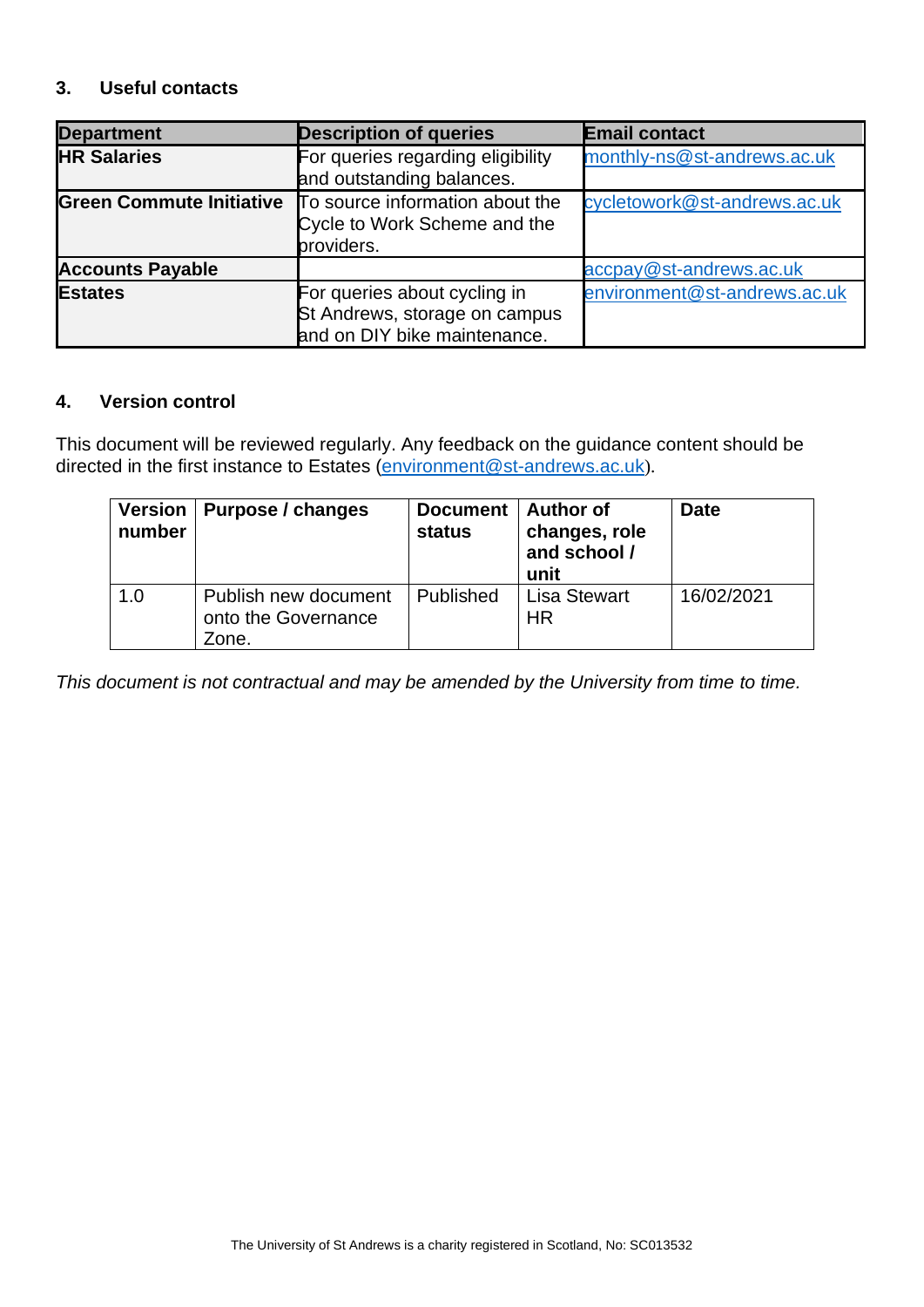## 3. Useful contacts

| Department | Description of queries | Email contact |
|---|---|---|
| **HR Salaries** | For queries regarding eligibility and outstanding balances. | monthly-ns@st-andrews.ac.uk |
| **Green Commute Initiative** | To source information about the Cycle to Work Scheme and the providers. | cycletowork@st-andrews.ac.uk |
| **Accounts Payable** | | accpay@st-andrews.ac.uk |
| **Estates** | For queries about cycling in St Andrews, storage on campus and on DIY bike maintenance. | environment@st-andrews.ac.uk |

## 4. Version control

This document will be reviewed regularly. Any feedback on the guidance content should be directed in the first instance to Estates (environment@st-andrews.ac.uk).

| Version number | Purpose / changes | Document status | Author of changes, role and school / unit | Date |
|---|---|---|---|---|
| 1.0 | Publish new document onto the Governance Zone. | Published | Lisa Stewart HR | 16/02/2021 |

*This document is not contractual and may be amended by the University from time to time.*

The University of St Andrews is a charity registered in Scotland, No: SC013532